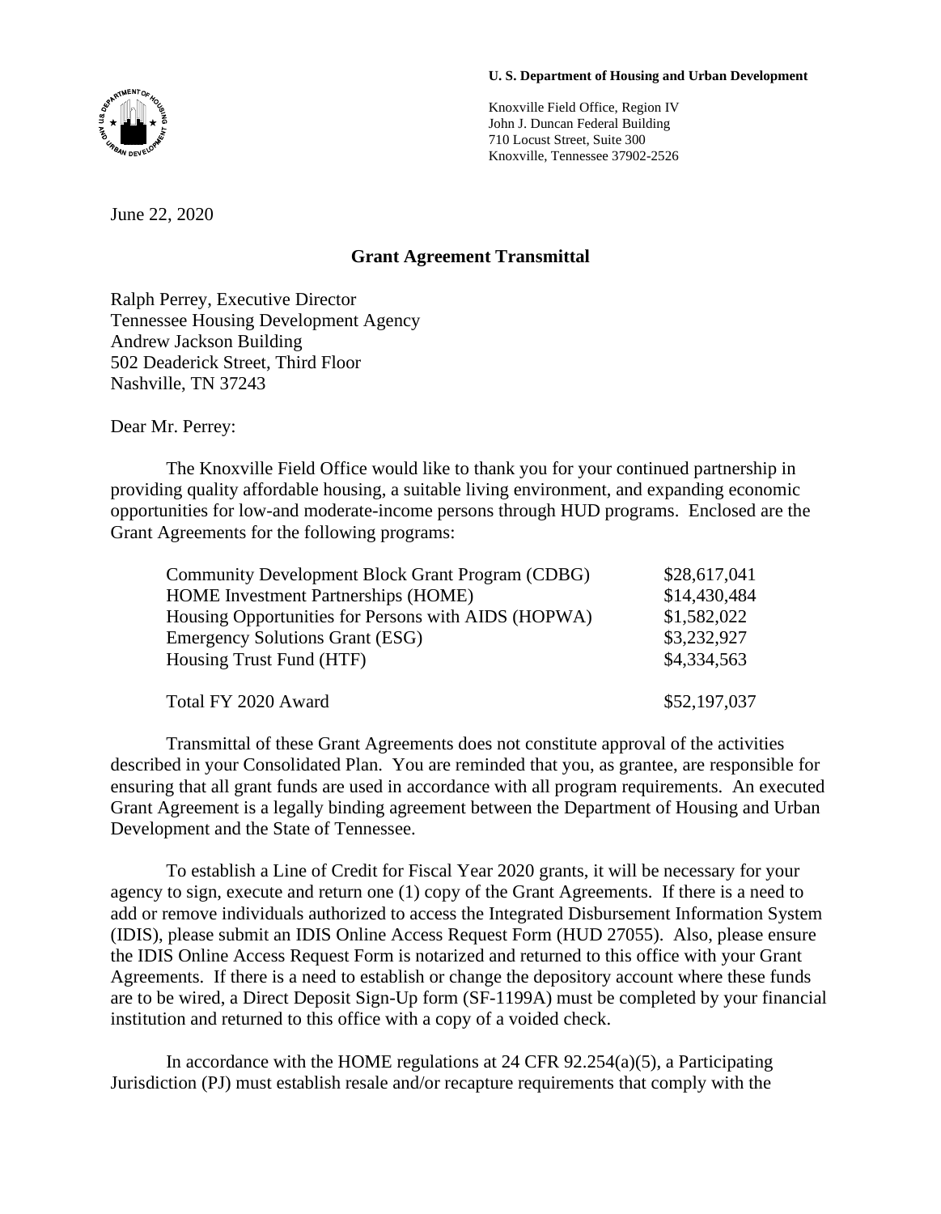**U. S. Department of Housing and Urban Development**

Knoxville Field Office, Region IV
John J. Duncan Federal Building
710 Locust Street, Suite 300
Knoxville, Tennessee 37902-2526

June 22, 2020

## Grant Agreement Transmittal

Ralph Perrey, Executive Director
Tennessee Housing Development Agency
Andrew Jackson Building
502 Deaderick Street, Third Floor
Nashville, TN 37243

Dear Mr. Perrey:

The Knoxville Field Office would like to thank you for your continued partnership in providing quality affordable housing, a suitable living environment, and expanding economic opportunities for low-and moderate-income persons through HUD programs. Enclosed are the Grant Agreements for the following programs:

| Program | Amount |
|---|---|
| Community Development Block Grant Program (CDBG) | $28,617,041 |
| HOME Investment Partnerships (HOME) | $14,430,484 |
| Housing Opportunities for Persons with AIDS (HOPWA) | $1,582,022 |
| Emergency Solutions Grant (ESG) | $3,232,927 |
| Housing Trust Fund (HTF) | $4,334,563 |
| Total FY 2020 Award | $52,197,037 |

Transmittal of these Grant Agreements does not constitute approval of the activities described in your Consolidated Plan. You are reminded that you, as grantee, are responsible for ensuring that all grant funds are used in accordance with all program requirements. An executed Grant Agreement is a legally binding agreement between the Department of Housing and Urban Development and the State of Tennessee.

To establish a Line of Credit for Fiscal Year 2020 grants, it will be necessary for your agency to sign, execute and return one (1) copy of the Grant Agreements. If there is a need to add or remove individuals authorized to access the Integrated Disbursement Information System (IDIS), please submit an IDIS Online Access Request Form (HUD 27055). Also, please ensure the IDIS Online Access Request Form is notarized and returned to this office with your Grant Agreements. If there is a need to establish or change the depository account where these funds are to be wired, a Direct Deposit Sign-Up form (SF-1199A) must be completed by your financial institution and returned to this office with a copy of a voided check.

In accordance with the HOME regulations at 24 CFR 92.254(a)(5), a Participating Jurisdiction (PJ) must establish resale and/or recapture requirements that comply with the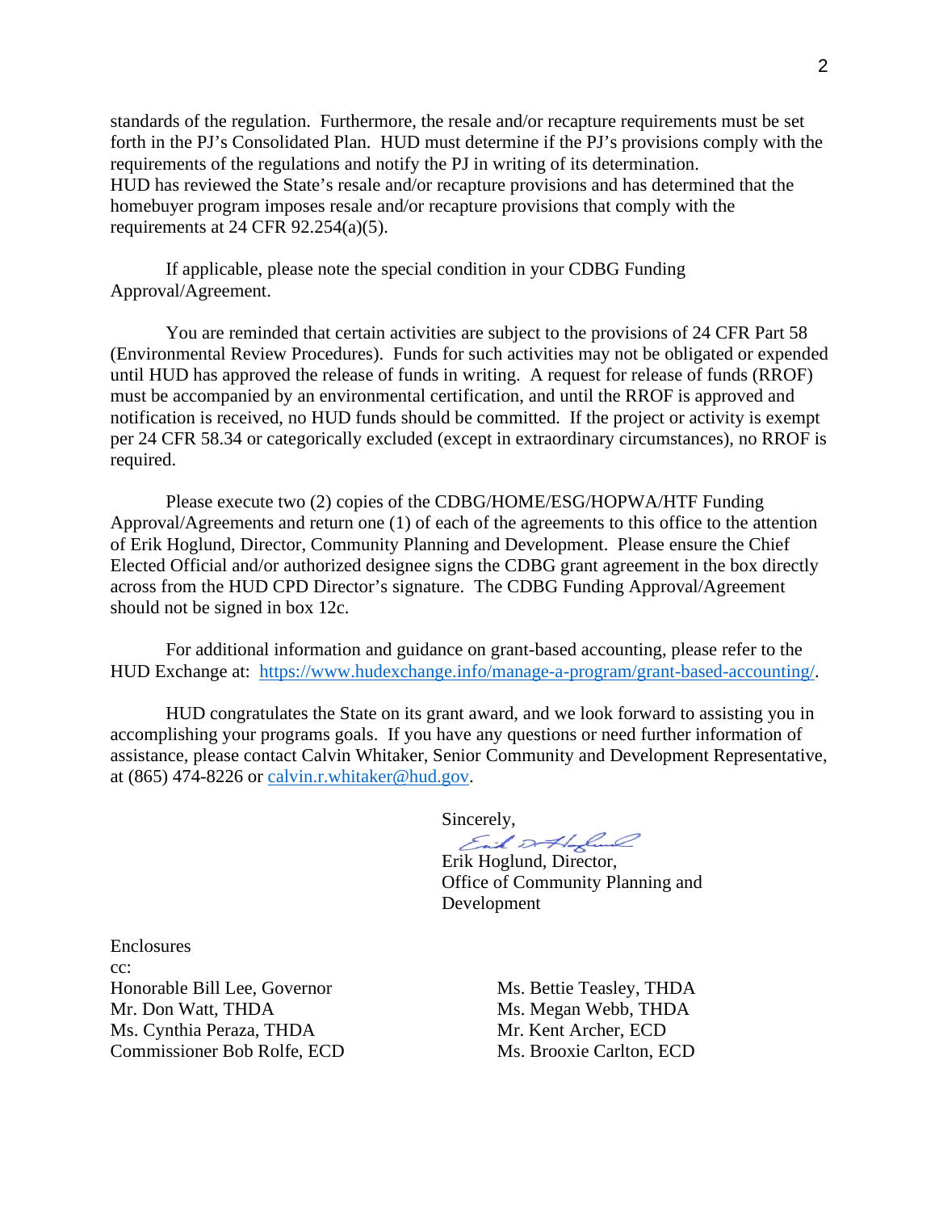standards of the regulation. Furthermore, the resale and/or recapture requirements must be set forth in the PJ's Consolidated Plan. HUD must determine if the PJ's provisions comply with the requirements of the regulations and notify the PJ in writing of its determination. HUD has reviewed the State's resale and/or recapture provisions and has determined that the homebuyer program imposes resale and/or recapture provisions that comply with the requirements at 24 CFR 92.254(a)(5).

If applicable, please note the special condition in your CDBG Funding Approval/Agreement.

You are reminded that certain activities are subject to the provisions of 24 CFR Part 58 (Environmental Review Procedures). Funds for such activities may not be obligated or expended until HUD has approved the release of funds in writing. A request for release of funds (RROF) must be accompanied by an environmental certification, and until the RROF is approved and notification is received, no HUD funds should be committed. If the project or activity is exempt per 24 CFR 58.34 or categorically excluded (except in extraordinary circumstances), no RROF is required.

Please execute two (2) copies of the CDBG/HOME/ESG/HOPWA/HTF Funding Approval/Agreements and return one (1) of each of the agreements to this office to the attention of Erik Hoglund, Director, Community Planning and Development. Please ensure the Chief Elected Official and/or authorized designee signs the CDBG grant agreement in the box directly across from the HUD CPD Director's signature. The CDBG Funding Approval/Agreement should not be signed in box 12c.

For additional information and guidance on grant-based accounting, please refer to the HUD Exchange at: https://www.hudexchange.info/manage-a-program/grant-based-accounting/.

HUD congratulates the State on its grant award, and we look forward to assisting you in accomplishing your programs goals. If you have any questions or need further information of assistance, please contact Calvin Whitaker, Senior Community and Development Representative, at (865) 474-8226 or calvin.r.whitaker@hud.gov.

Sincerely,

Erik Hoglund, Director,
Office of Community Planning and Development

Enclosures

cc:
Honorable Bill Lee, Governor
Mr. Don Watt, THDA
Ms. Cynthia Peraza, THDA
Commissioner Bob Rolfe, ECD
Ms. Bettie Teasley, THDA
Ms. Megan Webb, THDA
Mr. Kent Archer, ECD
Ms. Brooxie Carlton, ECD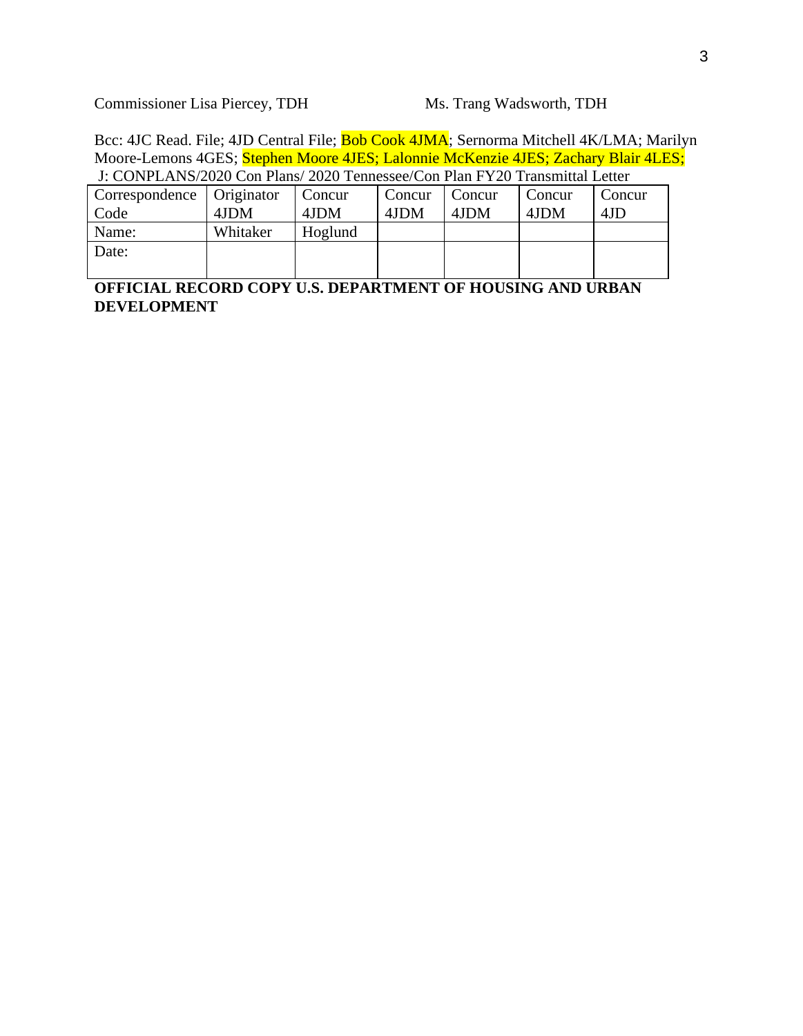Commissioner Lisa Piercey, TDH	Ms. Trang Wadsworth, TDH

Bcc: 4JC Read. File; 4JD Central File; Bob Cook 4JMA; Sernorma Mitchell 4K/LMA; Marilyn Moore-Lemons 4GES; Stephen Moore 4JES; Lalonnie McKenzie 4JES; Zachary Blair 4LES;
J: CONPLANS/2020 Con Plans/ 2020 Tennessee/Con Plan FY20 Transmittal Letter

| Correspondence Code | Originator 4JDM | Concur 4JDM | Concur 4JDM | Concur 4JDM | Concur 4JDM | Concur 4JD |
|---|---|---|---|---|---|---|
| Name: | Whitaker | Hoglund | | | | |
| Date: | | | | | | |

**OFFICIAL RECORD COPY U.S. DEPARTMENT OF HOUSING AND URBAN DEVELOPMENT**